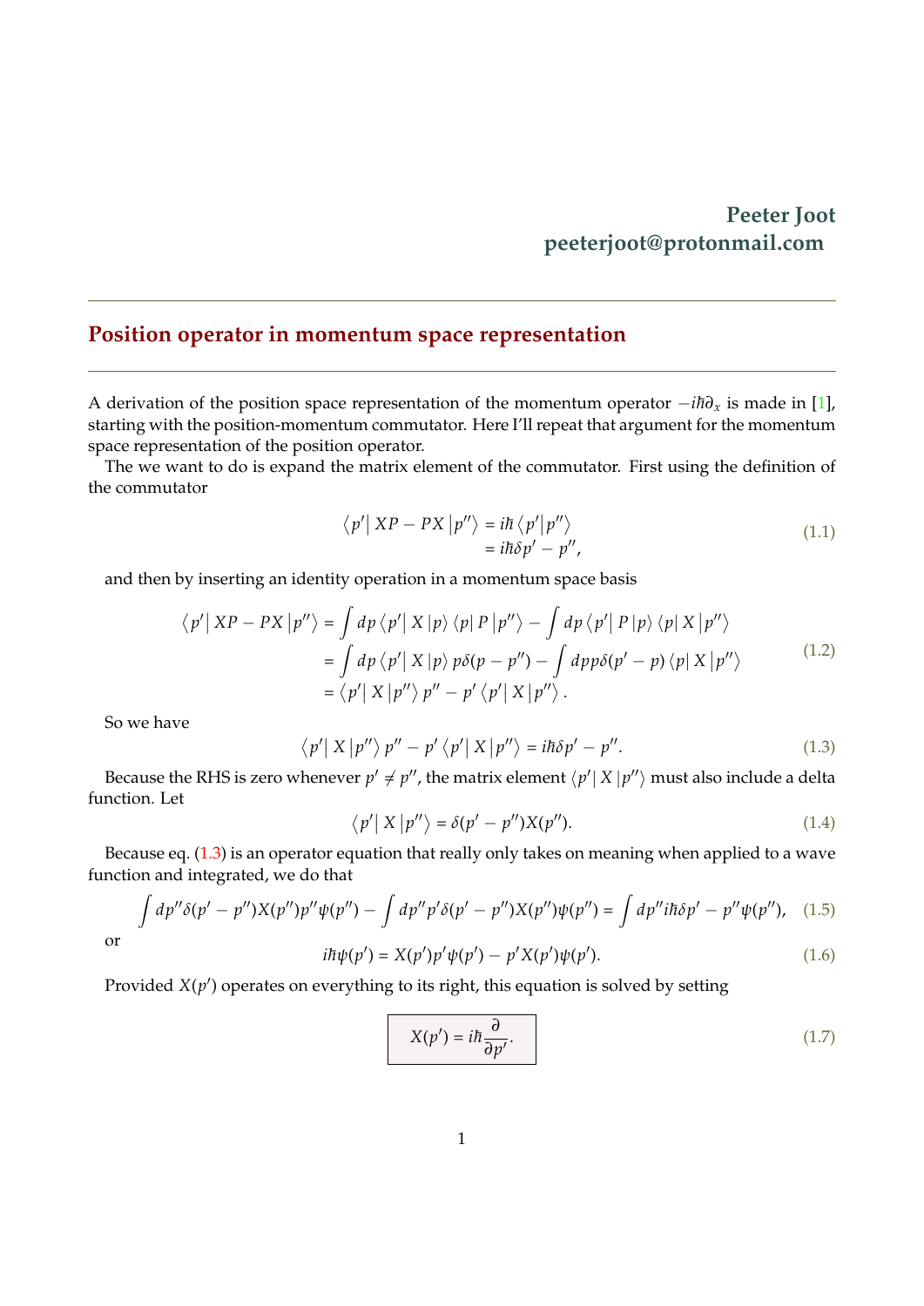**Peeter Joot**
**peeterjoot@protonmail.com**

---

## Position operator in momentum space representation

---

A derivation of the position space representation of the momentum operator $-i\hbar\partial_x$ is made in [1], starting with the position-momentum commutator. Here I'll repeat that argument for the momentum space representation of the position operator.

The we want to do is expand the matrix element of the commutator. First using the definition of the commutator

$$\begin{aligned} \left\langle p' \right| XP - PX \left| p'' \right\rangle &= i\hbar \left\langle p' \middle| p'' \right\rangle \\ &= i\hbar\delta p' - p'', \end{aligned} \tag{1.1}$$

and then by inserting an identity operation in a momentum space basis

$$\begin{aligned} \left\langle p' \right| XP - PX \left| p'' \right\rangle &= \int dp \left\langle p' \right| X \left| p \right\rangle \left\langle p \right| P \left| p'' \right\rangle - \int dp \left\langle p' \right| P \left| p \right\rangle \left\langle p \right| X \left| p'' \right\rangle \\ &= \int dp \left\langle p' \right| X \left| p \right\rangle p\delta(p - p'') - \int dp p\delta(p' - p) \left\langle p \right| X \left| p'' \right\rangle \\ &= \left\langle p' \right| X \left| p'' \right\rangle p'' - p' \left\langle p' \right| X \left| p'' \right\rangle . \end{aligned} \tag{1.2}$$

So we have

$$\left\langle p' \right| X \left| p'' \right\rangle p'' - p' \left\langle p' \right| X \left| p'' \right\rangle = i\hbar\delta p' - p''. \tag{1.3}$$

Because the RHS is zero whenever $p' \neq p''$, the matrix element $\left\langle p' \right| X \left| p'' \right\rangle$ must also include a delta function. Let

$$\left\langle p' \right| X \left| p'' \right\rangle = \delta(p' - p'')X(p''). \tag{1.4}$$

Because eq. (1.3) is an operator equation that really only takes on meaning when applied to a wave function and integrated, we do that

$$\int dp''\delta(p' - p'')X(p'')p''\psi(p'') - \int dp''p'\delta(p' - p'')X(p'')\psi(p'') = \int dp''i\hbar\delta p' - p''\psi(p''), \tag{1.5}$$

or

$$i\hbar\psi(p') = X(p')p'\psi(p') - p'X(p')\psi(p'). \tag{1.6}$$

Provided $X(p')$ operates on everything to its right, this equation is solved by setting

$$\boxed{X(p') = i\hbar\frac{\partial}{\partial p'}.} \tag{1.7}$$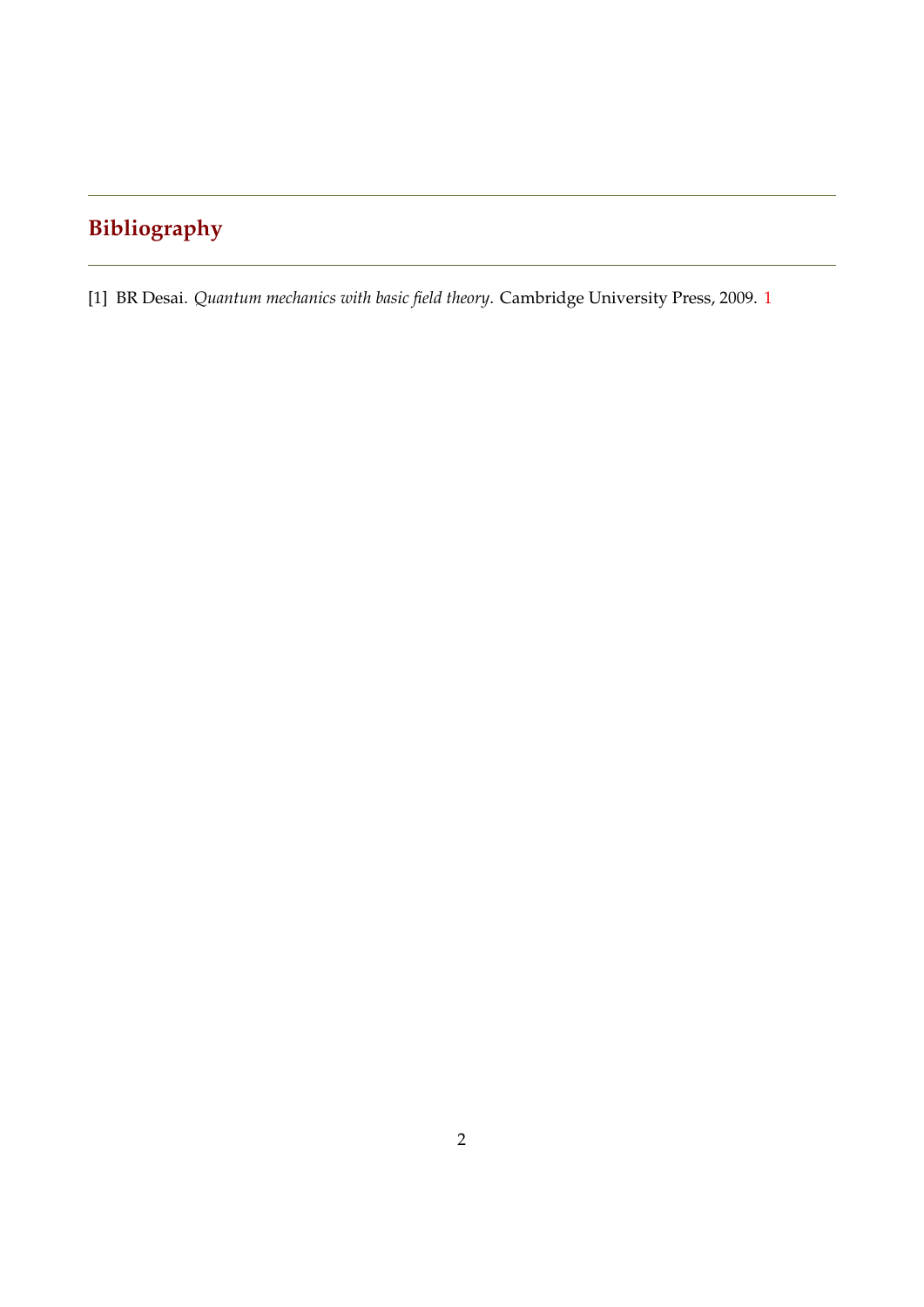## Bibliography

[1] BR Desai. *Quantum mechanics with basic field theory*. Cambridge University Press, 2009. 1